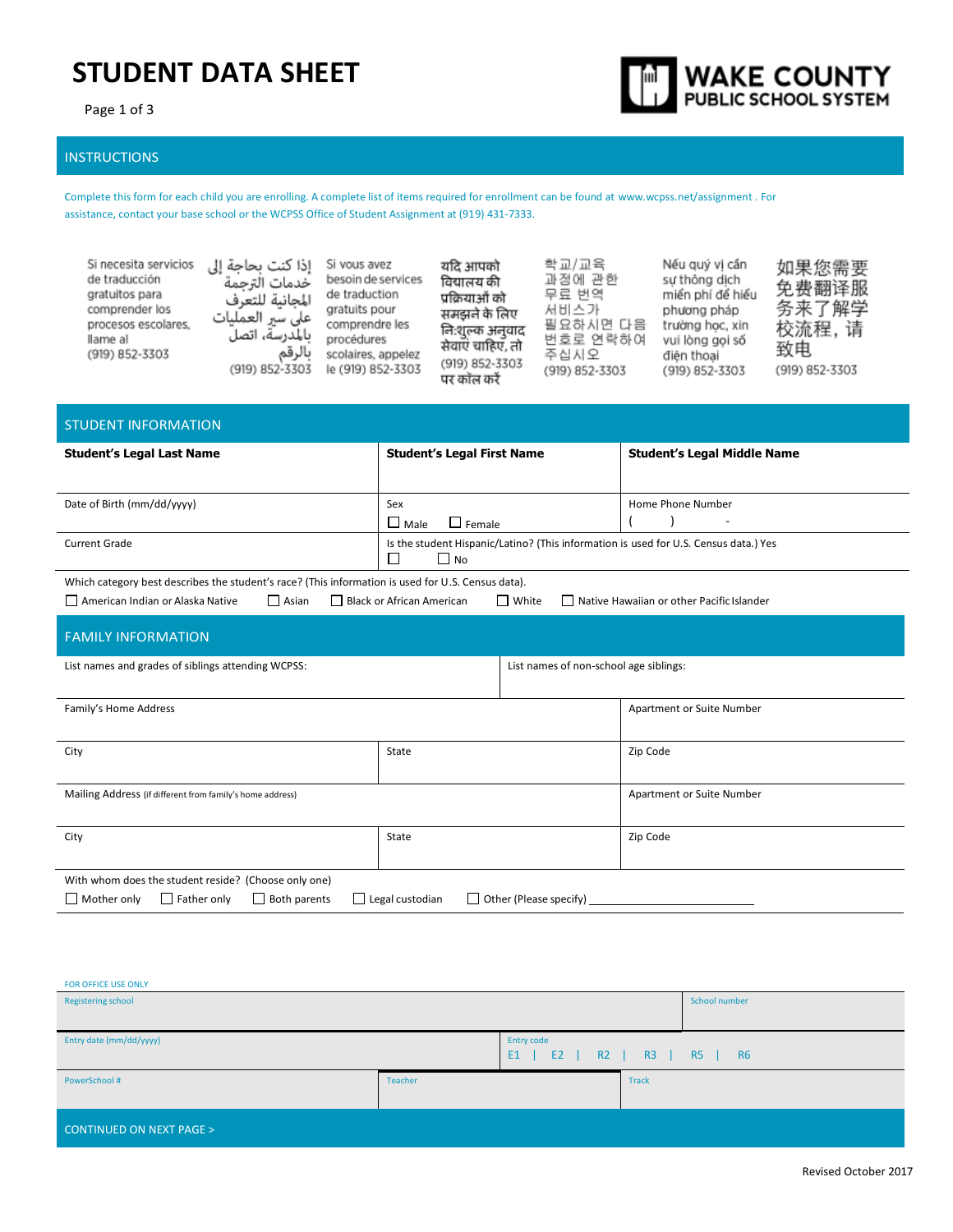# STUDENT DATA SHEET

WAKE COUNTY PUBLIC SCHOOL SYSTEM

## INSTRUCTIONS

Complete this form for each child you are enrolling. A complete list of items required for enrollment can be found at www.wcpss.net/assignment . For assistance, contact your base school or the WCPSS Office of Student Assignment at (919) 431-7333.

Si necesita servicios de traducción gratuitos para comprender los procesos escolares, llame al (919) 852-3303

إذا كنت بحاجة إلى خدمات الترجمة المجانية للتعرف على سير العمليات بالمدرسة، اتصل بالرقم (919) 852-3303

Si vous avez besoin de services de traduction gratuits pour comprendre les procédures scolaires, appelez le (919) 852-3303

यदि आपको विद्यालय की प्रक्रियाओं को समझने के लिए निःशुल्क अनुवाद सेवाएं चाहिए, तो (919) 852-3303 पर कॉल करें

학교/교육 과정에 관한 무료 번역 서비스가 필요하시면 다음 번호로 연락하여 주십시오 (919) 852-3303

Nếu quý vị cần sự thông dịch miễn phí để hiểu phương pháp trường học, xin vui lòng gọi số điện thoại (919) 852-3303

如果您需要免费翻译服务来了解学校流程，请致电 (919) 852-3303

## STUDENT INFORMATION

| Student's Legal Last Name | Student's Legal First Name | Student's Legal Middle Name |
|---|---|---|
| | | |
| Date of Birth (mm/dd/yyyy) | Sex ☐ Male ☐ Female | Home Phone Number ( ) - |
| Current Grade | Is the student Hispanic/Latino? (This information is used for U.S. Census data.) Yes ☐ ☐ No | |

Which category best describes the student's race? (This information is used for U.S. Census data).

☐ American Indian or Alaska Native ☐ Asian ☐ Black or African American ☐ White ☐ Native Hawaiian or other Pacific Islander

## FAMILY INFORMATION

| List names and grades of siblings attending WCPSS: | List names of non-school age siblings: | |
|---|---|---|
| Family's Home Address | | Apartment or Suite Number |
| City | State | Zip Code |
| Mailing Address (if different from family's home address) | | Apartment or Suite Number |
| City | State | Zip Code |

With whom does the student reside? (Choose only one)

☐ Mother only ☐ Father only ☐ Both parents ☐ Legal custodian ☐ Other (Please specify) ____________

FOR OFFICE USE ONLY

| Registering school | | School number |
|---|---|---|
| Entry date (mm/dd/yyyy) | Entry code E1 \| E2 \| R2 \| R3 \| R5 \| R6 | |
| PowerSchool # | Teacher | Track |

CONTINUED ON NEXT PAGE >

Revised October 2017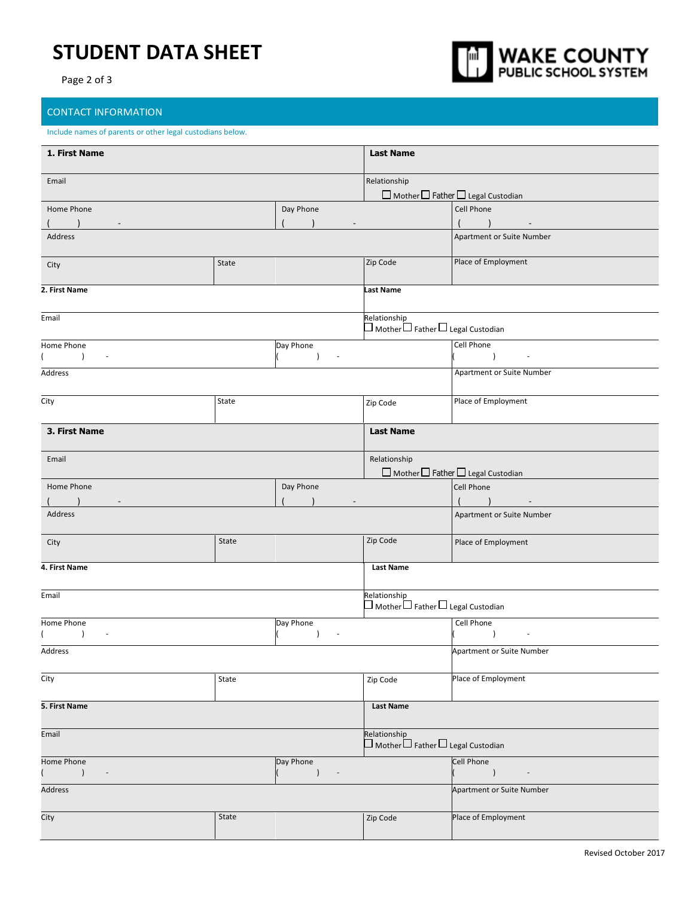# STUDENT DATA SHEET

**WAKE COUNTY PUBLIC SCHOOL SYSTEM**

## CONTACT INFORMATION

Include names of parents or other legal custodians below.

| **1. First Name** | | | **Last Name** | |
|---|---|---|---|---|
| Email | | | Relationship ☐ Mother ☐ Father ☐ Legal Custodian | |
| Home Phone ( ) - | | Day Phone ( ) - | | Cell Phone ( ) - |
| Address | | | | Apartment or Suite Number |
| City | State | | Zip Code | Place of Employment |
| **2. First Name** | | | **Last Name** | |
| Email | | | Relationship ☐ Mother ☐ Father ☐ Legal Custodian | |
| Home Phone ( ) - | | Day Phone ( ) - | | Cell Phone ( ) - |
| Address | | | | Apartment or Suite Number |
| City | State | | Zip Code | Place of Employment |
| **3. First Name** | | | **Last Name** | |
| Email | | | Relationship ☐ Mother ☐ Father ☐ Legal Custodian | |
| Home Phone ( ) - | | Day Phone ( ) - | | Cell Phone ( ) - |
| Address | | | | Apartment or Suite Number |
| City | State | | Zip Code | Place of Employment |
| **4. First Name** | | | **Last Name** | |
| Email | | | Relationship ☐ Mother ☐ Father ☐ Legal Custodian | |
| Home Phone ( ) - | | Day Phone ( ) - | | Cell Phone ( ) - |
| Address | | | | Apartment or Suite Number |
| City | State | | Zip Code | Place of Employment |
| **5. First Name** | | | **Last Name** | |
| Email | | | Relationship ☐ Mother ☐ Father ☐ Legal Custodian | |
| Home Phone ( ) - | | Day Phone ( ) - | | Cell Phone ( ) - |
| Address | | | | Apartment or Suite Number |
| City | State | | Zip Code | Place of Employment |

Revised October 2017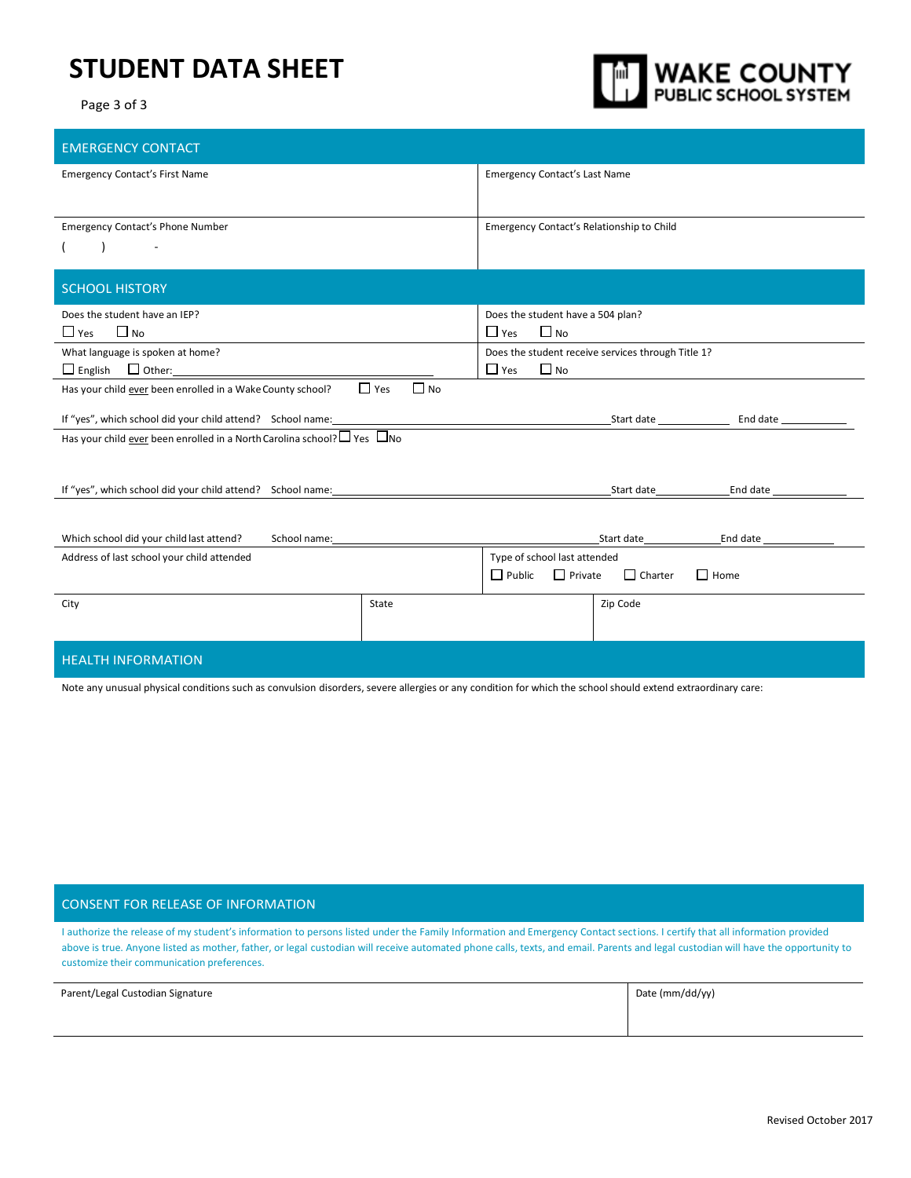# STUDENT DATA SHEET

Page 3 of 3

WAKE COUNTY PUBLIC SCHOOL SYSTEM

## EMERGENCY CONTACT

| | |
|---|---|
| Emergency Contact's First Name | Emergency Contact's Last Name |
| Emergency Contact's Phone Number<br>(     )     - | Emergency Contact's Relationship to Child |

## SCHOOL HISTORY

| | |
|---|---|
| Does the student have an IEP?<br>☐ Yes ☐ No | Does the student have a 504 plan?<br>☐ Yes ☐ No |
| What language is spoken at home?<br>☐ English ☐ Other:__________ | Does the student receive services through Title 1?<br>☐ Yes ☐ No |

Has your child ever been enrolled in a Wake County school? ☐ Yes ☐ No

If "yes", which school did your child attend? School name:______________________ Start date __________ End date __________

Has your child ever been enrolled in a North Carolina school? ☐ Yes ☐ No

If "yes", which school did your child attend? School name:______________________ Start date __________ End date __________

Which school did your child last attend? School name:______________________ Start date __________ End date __________

| | | |
|---|---|---|
| Address of last school your child attended | | Type of school last attended<br>☐ Public ☐ Private ☐ Charter ☐ Home |
| City | State | Zip Code |

## HEALTH INFORMATION

Note any unusual physical conditions such as convulsion disorders, severe allergies or any condition for which the school should extend extraordinary care:

## CONSENT FOR RELEASE OF INFORMATION

I authorize the release of my student's information to persons listed under the Family Information and Emergency Contact sections. I certify that all information provided above is true. Anyone listed as mother, father, or legal custodian will receive automated phone calls, texts, and email. Parents and legal custodian will have the opportunity to customize their communication preferences.

| | |
|---|---|
| Parent/Legal Custodian Signature | Date (mm/dd/yy) |

Revised October 2017